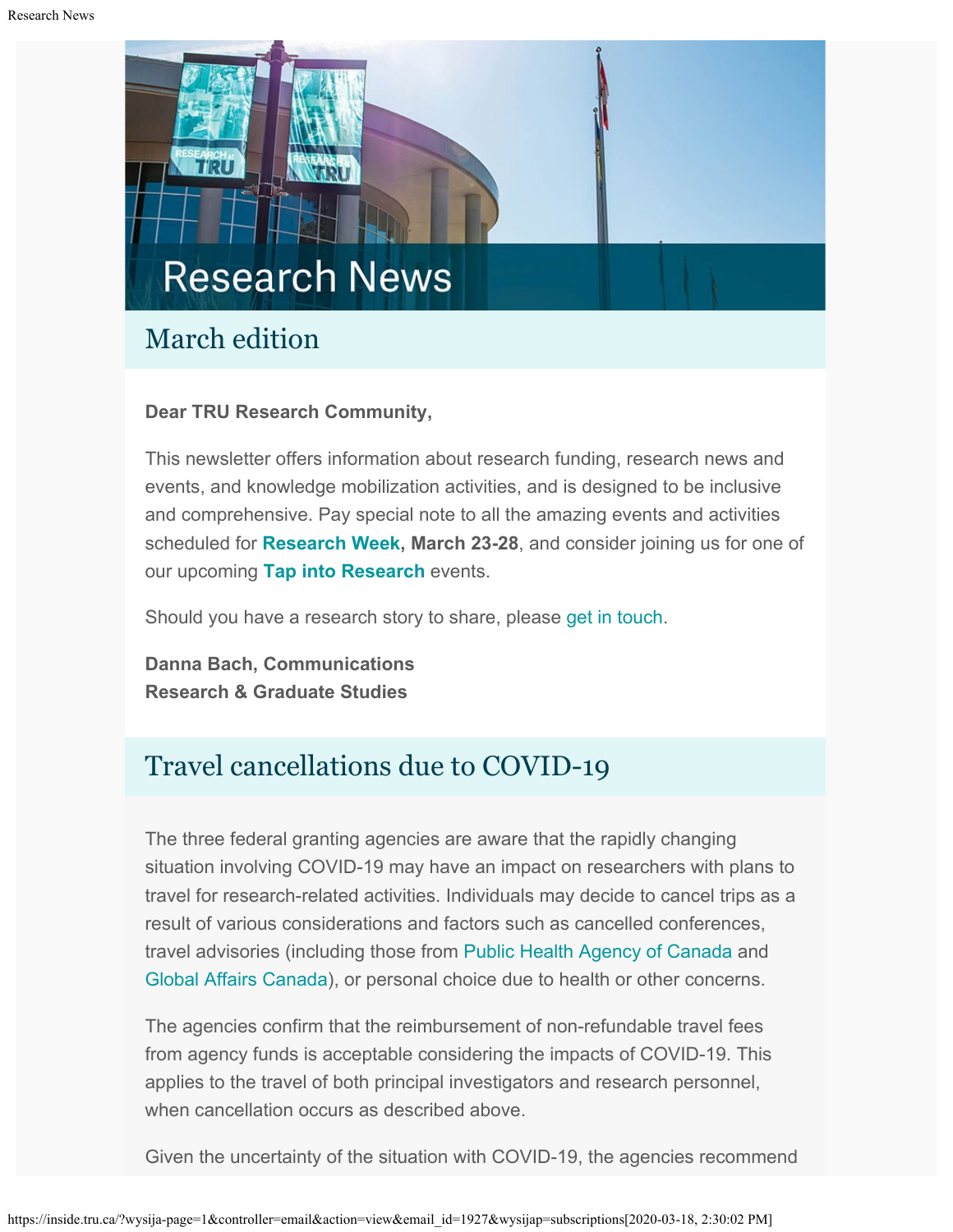# Research News

## March edition

**Dear TRU Research Community,**

This newsletter offers information about research funding, research news and events, and knowledge mobilization activities, and is designed to be inclusive and comprehensive. Pay special note to all the amazing events and activities scheduled for **Research Week, March 23-28**, and consider joining us for one of our upcoming **Tap into Research** events.

Should you have a research story to share, please get in touch.

**Danna Bach, Communications**
**Research & Graduate Studies**

## Travel cancellations due to COVID-19

The three federal granting agencies are aware that the rapidly changing situation involving COVID-19 may have an impact on researchers with plans to travel for research-related activities. Individuals may decide to cancel trips as a result of various considerations and factors such as cancelled conferences, travel advisories (including those from Public Health Agency of Canada and Global Affairs Canada), or personal choice due to health or other concerns.

The agencies confirm that the reimbursement of non-refundable travel fees from agency funds is acceptable considering the impacts of COVID-19. This applies to the travel of both principal investigators and research personnel, when cancellation occurs as described above.

Given the uncertainty of the situation with COVID-19, the agencies recommend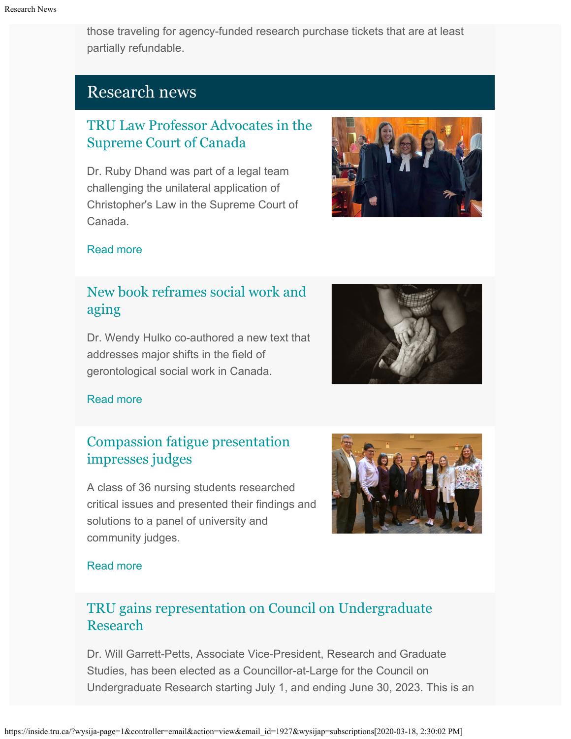those traveling for agency-funded research purchase tickets that are at least partially refundable.

## Research news

### TRU Law Professor Advocates in the Supreme Court of Canada

Dr. Ruby Dhand was part of a legal team challenging the unilateral application of Christopher's Law in the Supreme Court of Canada.

Read more

### New book reframes social work and aging

Dr. Wendy Hulko co-authored a new text that addresses major shifts in the field of gerontological social work in Canada.

Read more

### Compassion fatigue presentation impresses judges

A class of 36 nursing students researched critical issues and presented their findings and solutions to a panel of university and community judges.

Read more

### TRU gains representation on Council on Undergraduate Research

Dr. Will Garrett-Petts, Associate Vice-President, Research and Graduate Studies, has been elected as a Councillor-at-Large for the Council on Undergraduate Research starting July 1, and ending June 30, 2023. This is an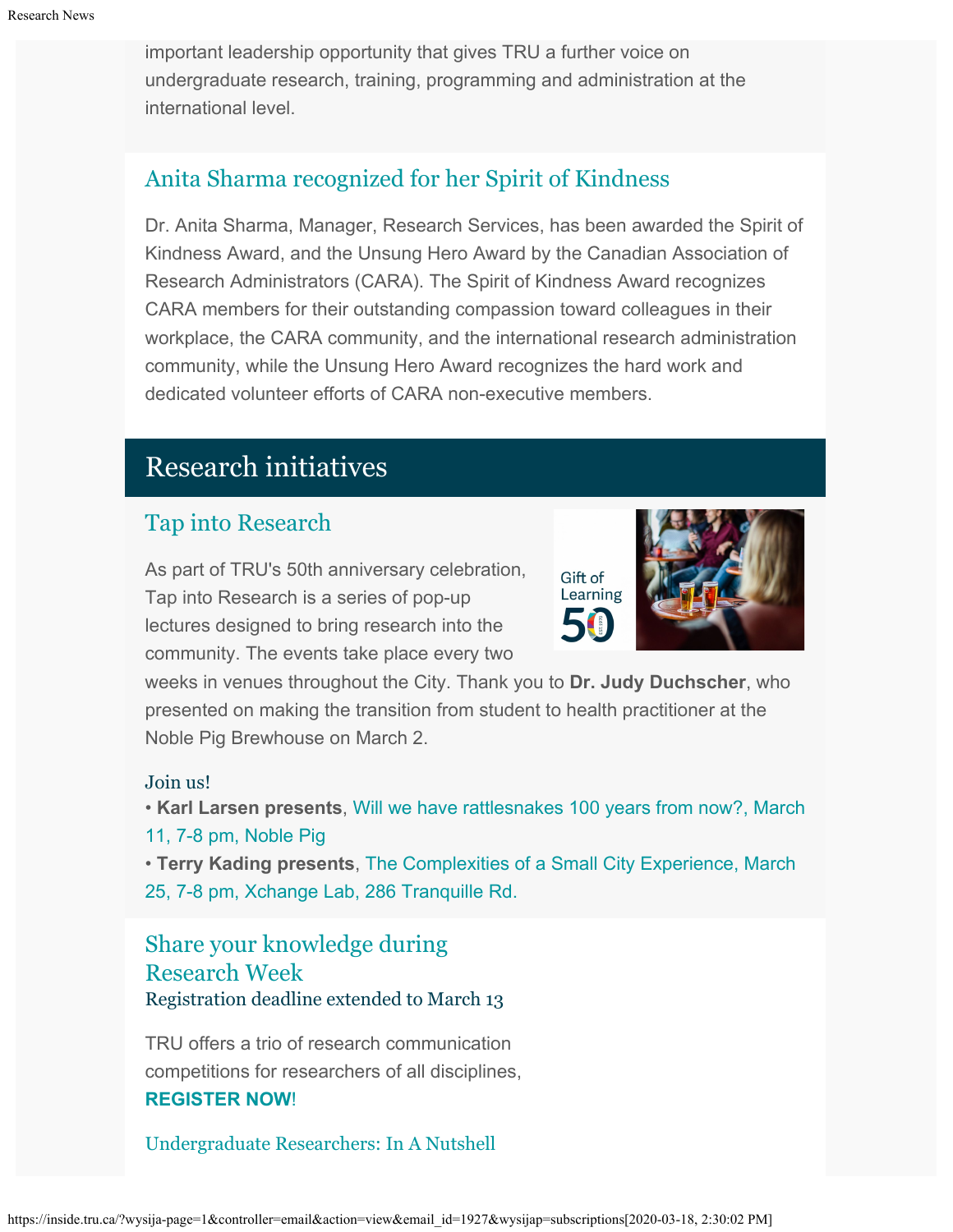important leadership opportunity that gives TRU a further voice on undergraduate research, training, programming and administration at the international level.

### Anita Sharma recognized for her Spirit of Kindness

Dr. Anita Sharma, Manager, Research Services, has been awarded the Spirit of Kindness Award, and the Unsung Hero Award by the Canadian Association of Research Administrators (CARA). The Spirit of Kindness Award recognizes CARA members for their outstanding compassion toward colleagues in their workplace, the CARA community, and the international research administration community, while the Unsung Hero Award recognizes the hard work and dedicated volunteer efforts of CARA non-executive members.

## Research initiatives

### Tap into Research

As part of TRU's 50th anniversary celebration, Tap into Research is a series of pop-up lectures designed to bring research into the community. The events take place every two weeks in venues throughout the City. Thank you to **Dr. Judy Duchscher**, who presented on making the transition from student to health practitioner at the Noble Pig Brewhouse on March 2.

#### Join us!

- **Karl Larsen presents**, Will we have rattlesnakes 100 years from now?, March 11, 7-8 pm, Noble Pig
- **Terry Kading presents**, The Complexities of a Small City Experience, March 25, 7-8 pm, Xchange Lab, 286 Tranquille Rd.

### Share your knowledge during Research Week

#### Registration deadline extended to March 13

TRU offers a trio of research communication competitions for researchers of all disciplines, **REGISTER NOW**!

Undergraduate Researchers: In A Nutshell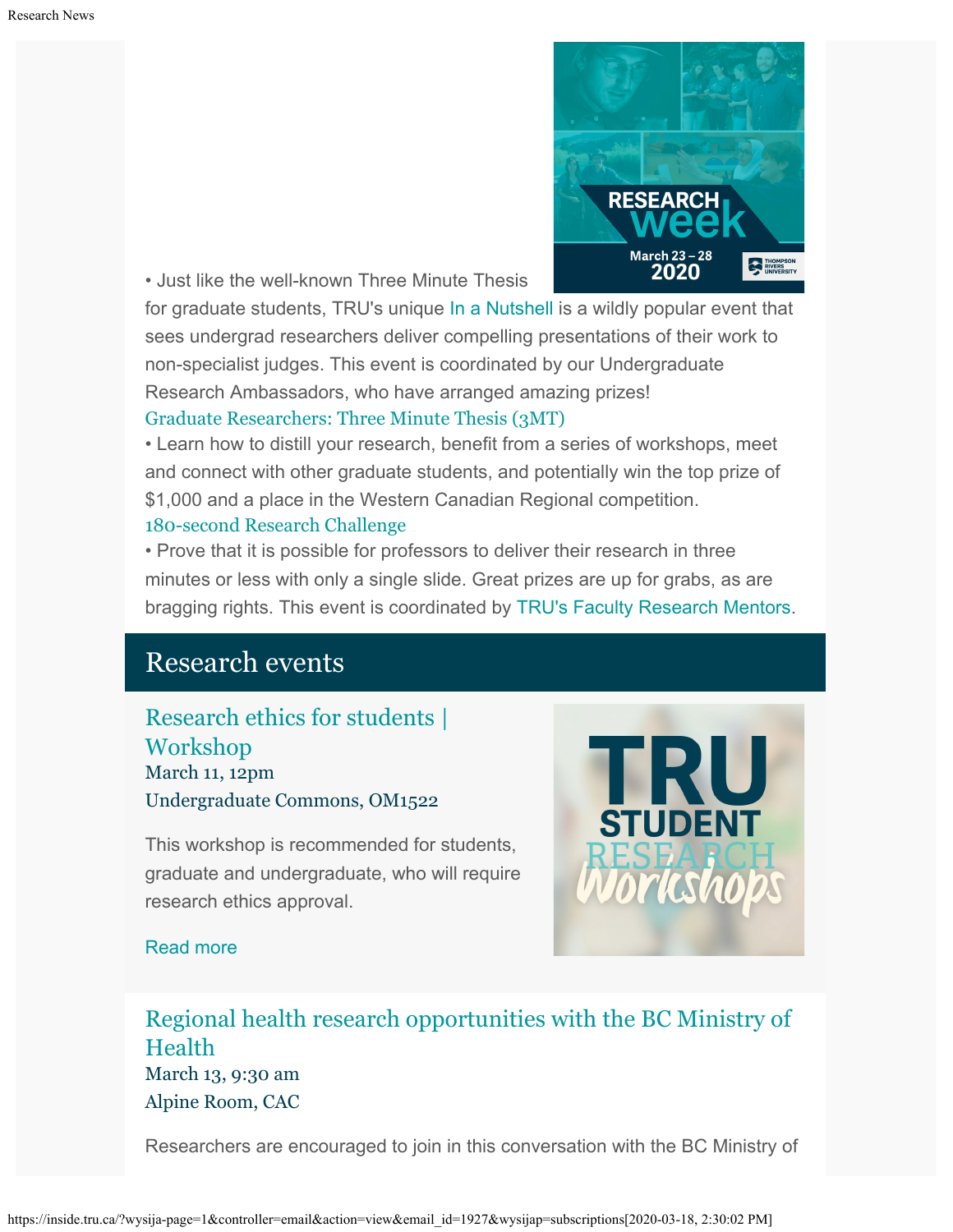• Just like the well-known Three Minute Thesis for graduate students, TRU's unique In a Nutshell is a wildly popular event that sees undergrad researchers deliver compelling presentations of their work to non-specialist judges. This event is coordinated by our Undergraduate Research Ambassadors, who have arranged amazing prizes!

Graduate Researchers: Three Minute Thesis (3MT)

• Learn how to distill your research, benefit from a series of workshops, meet and connect with other graduate students, and potentially win the top prize of $1,000 and a place in the Western Canadian Regional competition.

180-second Research Challenge

• Prove that it is possible for professors to deliver their research in three minutes or less with only a single slide. Great prizes are up for grabs, as are bragging rights. This event is coordinated by TRU's Faculty Research Mentors.

## Research events

### Research ethics for students | Workshop

March 11, 12pm

Undergraduate Commons, OM1522

This workshop is recommended for students, graduate and undergraduate, who will require research ethics approval.

Read more

### Regional health research opportunities with the BC Ministry of Health

March 13, 9:30 am

Alpine Room, CAC

Researchers are encouraged to join in this conversation with the BC Ministry of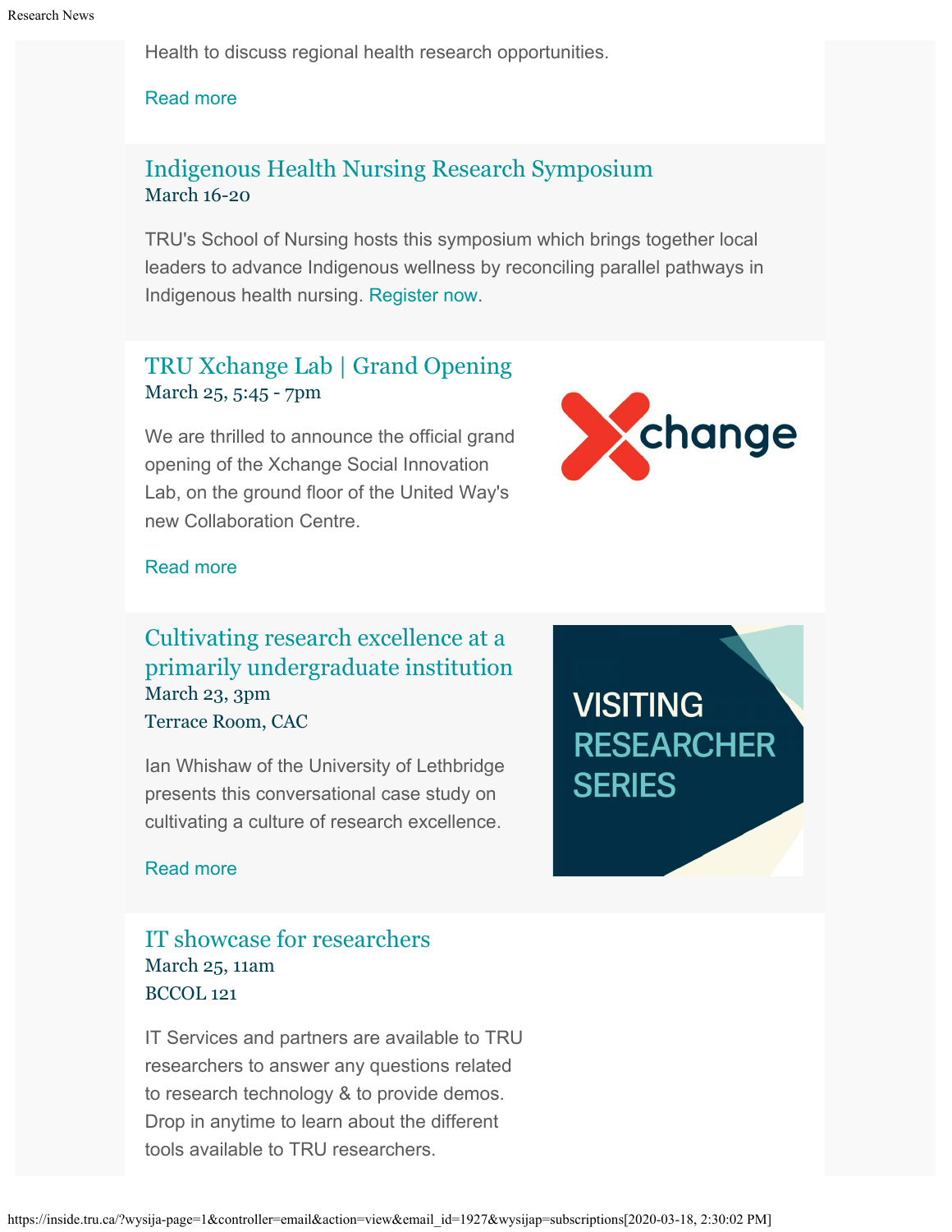Health to discuss regional health research opportunities.

Read more

### Indigenous Health Nursing Research Symposium

March 16-20

TRU's School of Nursing hosts this symposium which brings together local leaders to advance Indigenous wellness by reconciling parallel pathways in Indigenous health nursing. Register now.

### TRU Xchange Lab | Grand Opening

March 25, 5:45 - 7pm

We are thrilled to announce the official grand opening of the Xchange Social Innovation Lab, on the ground floor of the United Way's new Collaboration Centre.

Read more

### Cultivating research excellence at a primarily undergraduate institution

March 23, 3pm

Terrace Room, CAC

Ian Whishaw of the University of Lethbridge presents this conversational case study on cultivating a culture of research excellence.

Read more

### IT showcase for researchers

March 25, 11am

BCCOL 121

IT Services and partners are available to TRU researchers to answer any questions related to research technology & to provide demos. Drop in anytime to learn about the different tools available to TRU researchers.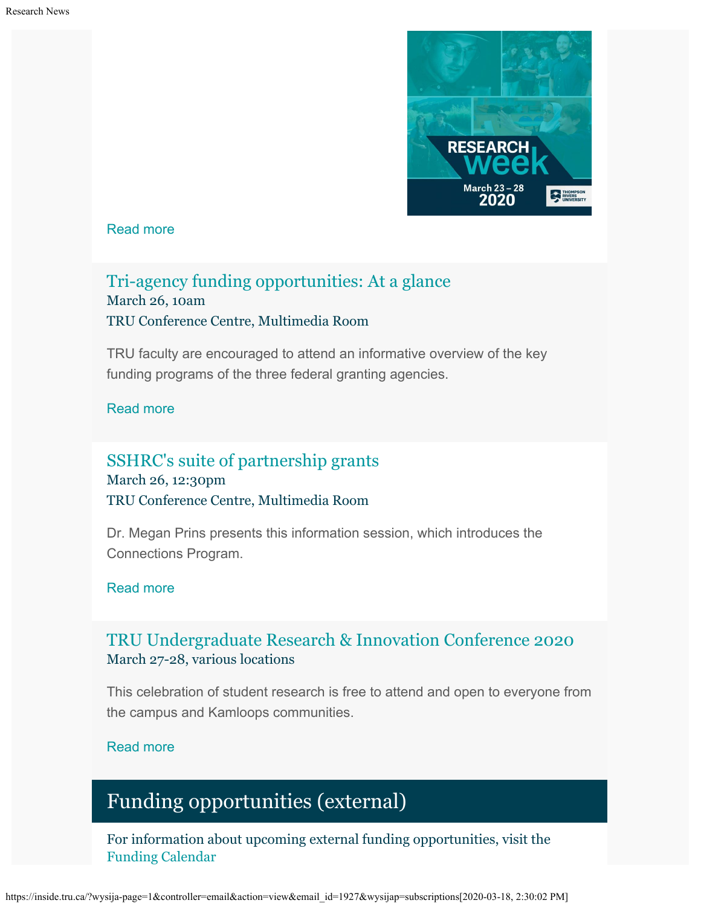Read more

## Tri-agency funding opportunities: At a glance

March 26, 10am

TRU Conference Centre, Multimedia Room

TRU faculty are encouraged to attend an informative overview of the key funding programs of the three federal granting agencies.

Read more

## SSHRC's suite of partnership grants

March 26, 12:30pm

TRU Conference Centre, Multimedia Room

Dr. Megan Prins presents this information session, which introduces the Connections Program.

Read more

## TRU Undergraduate Research & Innovation Conference 2020

March 27-28, various locations

This celebration of student research is free to attend and open to everyone from the campus and Kamloops communities.

Read more

# Funding opportunities (external)

For information about upcoming external funding opportunities, visit the Funding Calendar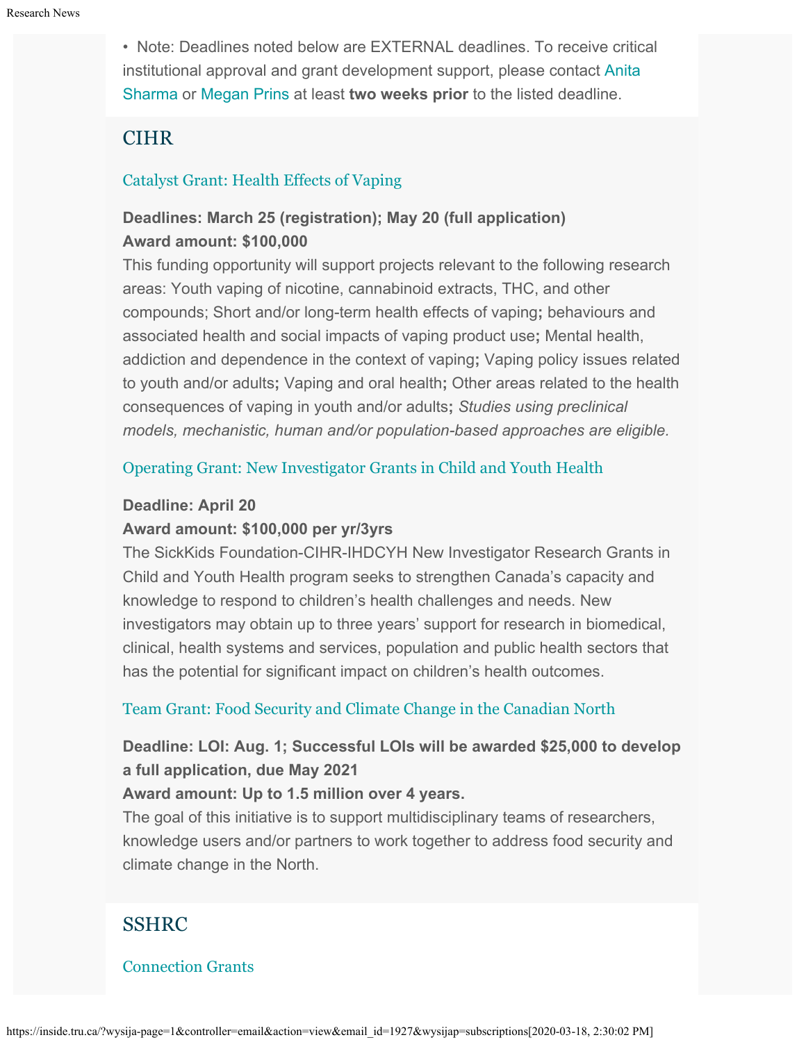• Note: Deadlines noted below are EXTERNAL deadlines. To receive critical institutional approval and grant development support, please contact Anita Sharma or Megan Prins at least **two weeks prior** to the listed deadline.

## CIHR

### Catalyst Grant: Health Effects of Vaping

**Deadlines: March 25 (registration); May 20 (full application)**
**Award amount: $100,000**
This funding opportunity will support projects relevant to the following research areas: Youth vaping of nicotine, cannabinoid extracts, THC, and other compounds; Short and/or long-term health effects of vaping**;** behaviours and associated health and social impacts of vaping product use**;** Mental health, addiction and dependence in the context of vaping**;** Vaping policy issues related to youth and/or adults**;** Vaping and oral health**;** Other areas related to the health consequences of vaping in youth and/or adults**;** *Studies using preclinical models, mechanistic, human and/or population-based approaches are eligible.*

### Operating Grant: New Investigator Grants in Child and Youth Health

**Deadline: April 20**
**Award amount: $100,000 per yr/3yrs**
The SickKids Foundation-CIHR-IHDCYH New Investigator Research Grants in Child and Youth Health program seeks to strengthen Canada's capacity and knowledge to respond to children's health challenges and needs. New investigators may obtain up to three years' support for research in biomedical, clinical, health systems and services, population and public health sectors that has the potential for significant impact on children's health outcomes.

### Team Grant: Food Security and Climate Change in the Canadian North

**Deadline: LOI: Aug. 1; Successful LOIs will be awarded $25,000 to develop a full application, due May 2021**
**Award amount: Up to 1.5 million over 4 years.**
The goal of this initiative is to support multidisciplinary teams of researchers, knowledge users and/or partners to work together to address food security and climate change in the North.

## SSHRC

### Connection Grants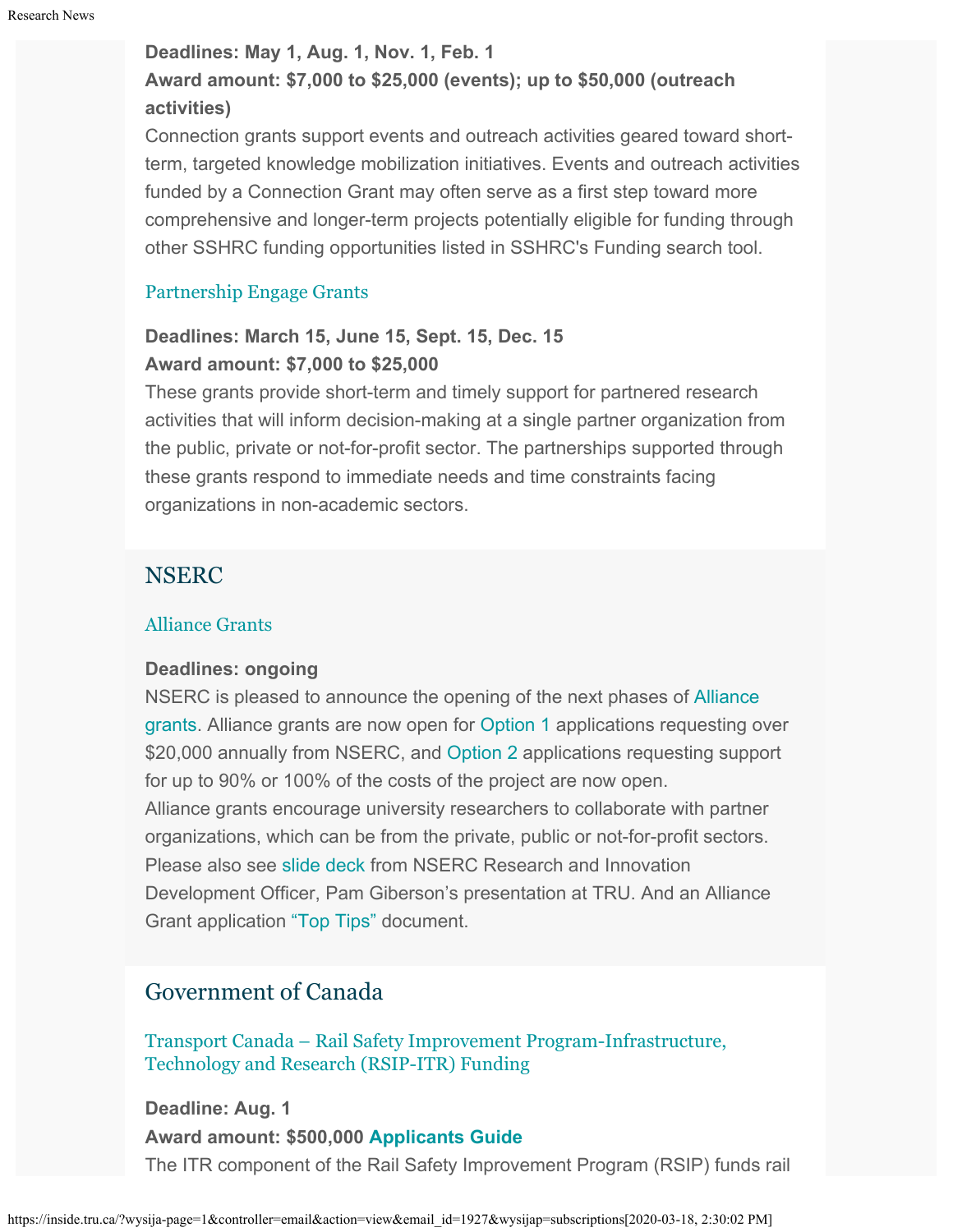**Deadlines: May 1, Aug. 1, Nov. 1, Feb. 1**
**Award amount: $7,000 to $25,000 (events); up to $50,000 (outreach activities)**
Connection grants support events and outreach activities geared toward short-term, targeted knowledge mobilization initiatives. Events and outreach activities funded by a Connection Grant may often serve as a first step toward more comprehensive and longer-term projects potentially eligible for funding through other SSHRC funding opportunities listed in SSHRC's Funding search tool.

### Partnership Engage Grants

**Deadlines: March 15, June 15, Sept. 15, Dec. 15**
**Award amount: $7,000 to $25,000**
These grants provide short-term and timely support for partnered research activities that will inform decision-making at a single partner organization from the public, private or not-for-profit sector. The partnerships supported through these grants respond to immediate needs and time constraints facing organizations in non-academic sectors.

## NSERC

### Alliance Grants

**Deadlines: ongoing**
NSERC is pleased to announce the opening of the next phases of Alliance grants. Alliance grants are now open for Option 1 applications requesting over $20,000 annually from NSERC, and Option 2 applications requesting support for up to 90% or 100% of the costs of the project are now open. Alliance grants encourage university researchers to collaborate with partner organizations, which can be from the private, public or not-for-profit sectors. Please also see slide deck from NSERC Research and Innovation Development Officer, Pam Giberson's presentation at TRU. And an Alliance Grant application "Top Tips" document.

## Government of Canada

### Transport Canada – Rail Safety Improvement Program-Infrastructure, Technology and Research (RSIP-ITR) Funding

**Deadline: Aug. 1**
**Award amount: $500,000 Applicants Guide**
The ITR component of the Rail Safety Improvement Program (RSIP) funds rail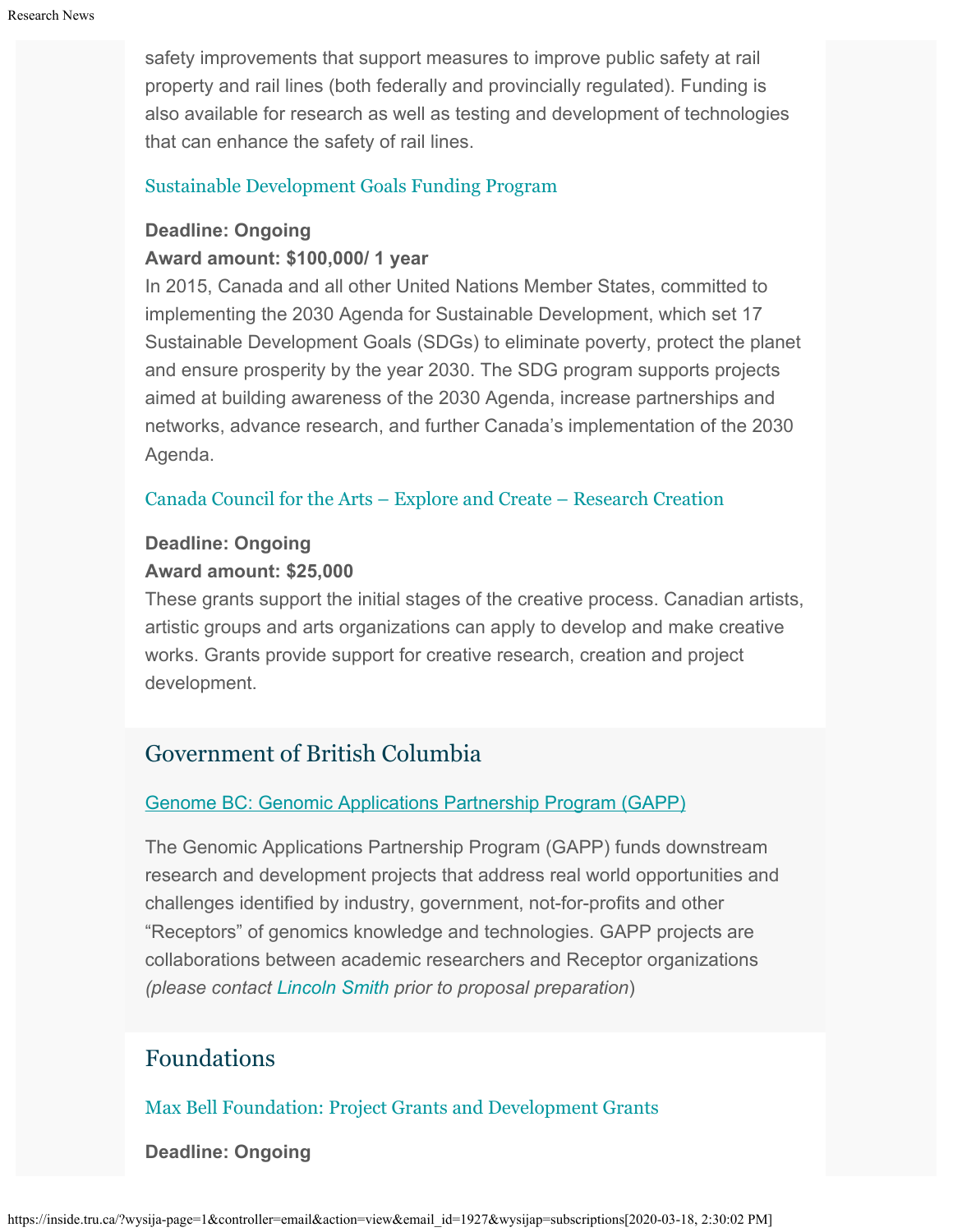safety improvements that support measures to improve public safety at rail property and rail lines (both federally and provincially regulated). Funding is also available for research as well as testing and development of technologies that can enhance the safety of rail lines.

### Sustainable Development Goals Funding Program

**Deadline: Ongoing**
**Award amount: $100,000/ 1 year**
In 2015, Canada and all other United Nations Member States, committed to implementing the 2030 Agenda for Sustainable Development, which set 17 Sustainable Development Goals (SDGs) to eliminate poverty, protect the planet and ensure prosperity by the year 2030. The SDG program supports projects aimed at building awareness of the 2030 Agenda, increase partnerships and networks, advance research, and further Canada's implementation of the 2030 Agenda.

### Canada Council for the Arts – Explore and Create – Research Creation

**Deadline: Ongoing**
**Award amount: $25,000**
These grants support the initial stages of the creative process. Canadian artists, artistic groups and arts organizations can apply to develop and make creative works. Grants provide support for creative research, creation and project development.

## Government of British Columbia

### Genome BC: Genomic Applications Partnership Program (GAPP)

The Genomic Applications Partnership Program (GAPP) funds downstream research and development projects that address real world opportunities and challenges identified by industry, government, not-for-profits and other "Receptors" of genomics knowledge and technologies. GAPP projects are collaborations between academic researchers and Receptor organizations *(please contact Lincoln Smith prior to proposal preparation*)

## Foundations

### Max Bell Foundation: Project Grants and Development Grants

**Deadline: Ongoing**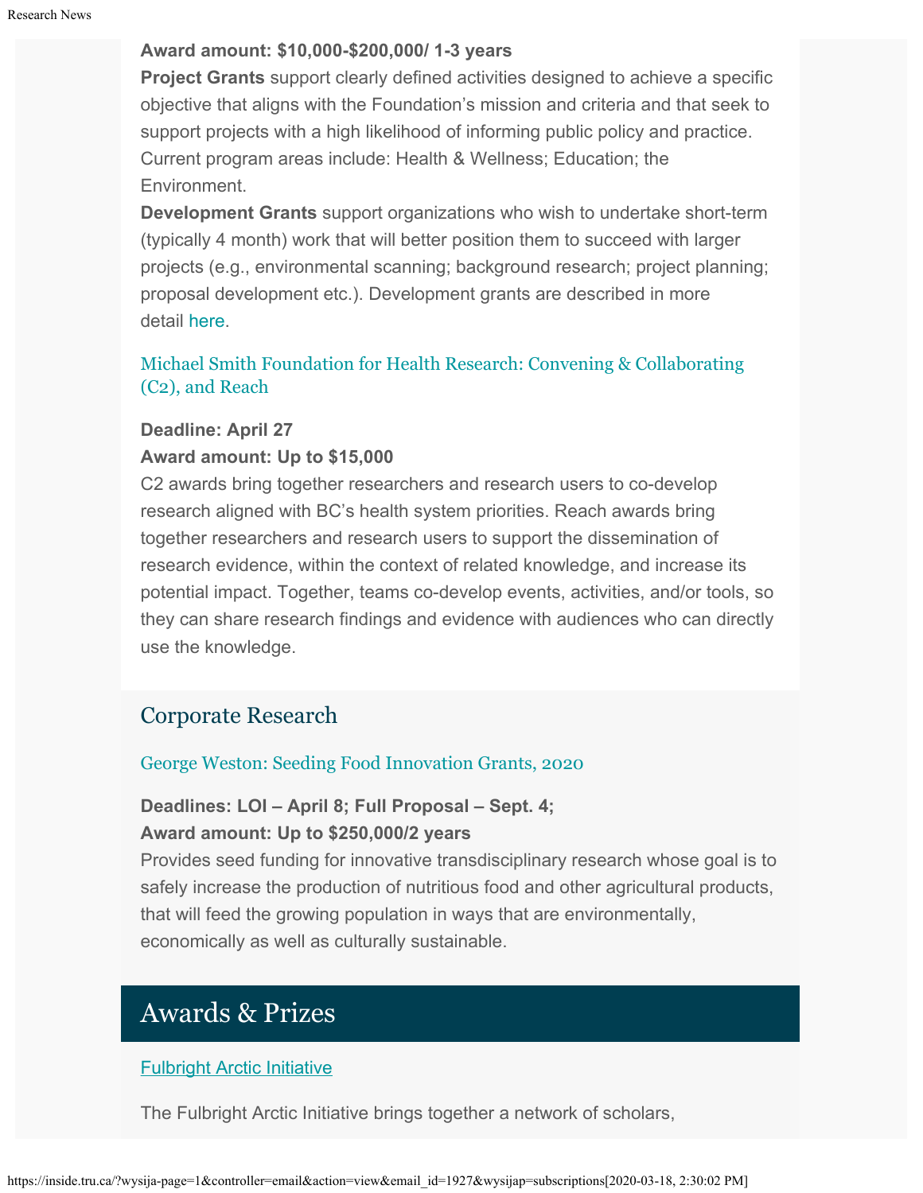**Award amount: $10,000-$200,000/ 1-3 years**

**Project Grants** support clearly defined activities designed to achieve a specific objective that aligns with the Foundation's mission and criteria and that seek to support projects with a high likelihood of informing public policy and practice. Current program areas include: Health & Wellness; Education; the Environment.

**Development Grants** support organizations who wish to undertake short-term (typically 4 month) work that will better position them to succeed with larger projects (e.g., environmental scanning; background research; project planning; proposal development etc.). Development grants are described in more detail here.

### Michael Smith Foundation for Health Research: Convening & Collaborating (C2), and Reach

**Deadline: April 27**

**Award amount: Up to $15,000**

C2 awards bring together researchers and research users to co-develop research aligned with BC's health system priorities. Reach awards bring together researchers and research users to support the dissemination of research evidence, within the context of related knowledge, and increase its potential impact. Together, teams co-develop events, activities, and/or tools, so they can share research findings and evidence with audiences who can directly use the knowledge.

## Corporate Research

### George Weston: Seeding Food Innovation Grants, 2020

**Deadlines: LOI – April 8; Full Proposal – Sept. 4;**

**Award amount: Up to $250,000/2 years**

Provides seed funding for innovative transdisciplinary research whose goal is to safely increase the production of nutritious food and other agricultural products, that will feed the growing population in ways that are environmentally, economically as well as culturally sustainable.

# Awards & Prizes

### Fulbright Arctic Initiative

The Fulbright Arctic Initiative brings together a network of scholars,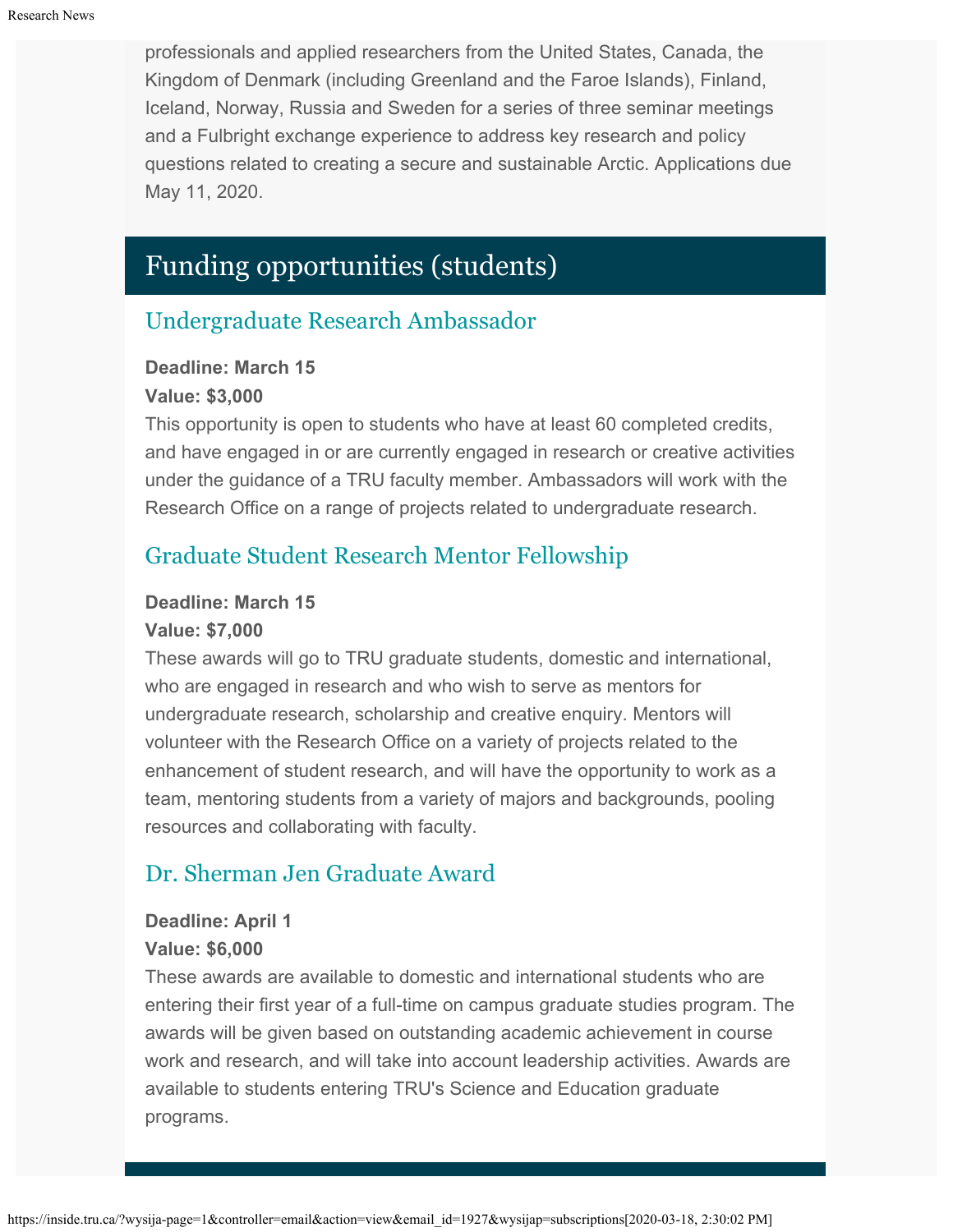professionals and applied researchers from the United States, Canada, the Kingdom of Denmark (including Greenland and the Faroe Islands), Finland, Iceland, Norway, Russia and Sweden for a series of three seminar meetings and a Fulbright exchange experience to address key research and policy questions related to creating a secure and sustainable Arctic. Applications due May 11, 2020.

## Funding opportunities (students)

### Undergraduate Research Ambassador

**Deadline: March 15**
**Value: $3,000**
This opportunity is open to students who have at least 60 completed credits, and have engaged in or are currently engaged in research or creative activities under the guidance of a TRU faculty member. Ambassadors will work with the Research Office on a range of projects related to undergraduate research.

### Graduate Student Research Mentor Fellowship

**Deadline: March 15**
**Value: $7,000**
These awards will go to TRU graduate students, domestic and international, who are engaged in research and who wish to serve as mentors for undergraduate research, scholarship and creative enquiry. Mentors will volunteer with the Research Office on a variety of projects related to the enhancement of student research, and will have the opportunity to work as a team, mentoring students from a variety of majors and backgrounds, pooling resources and collaborating with faculty.

### Dr. Sherman Jen Graduate Award

**Deadline: April 1**
**Value: $6,000**
These awards are available to domestic and international students who are entering their first year of a full-time on campus graduate studies program. The awards will be given based on outstanding academic achievement in course work and research, and will take into account leadership activities. Awards are available to students entering TRU's Science and Education graduate programs.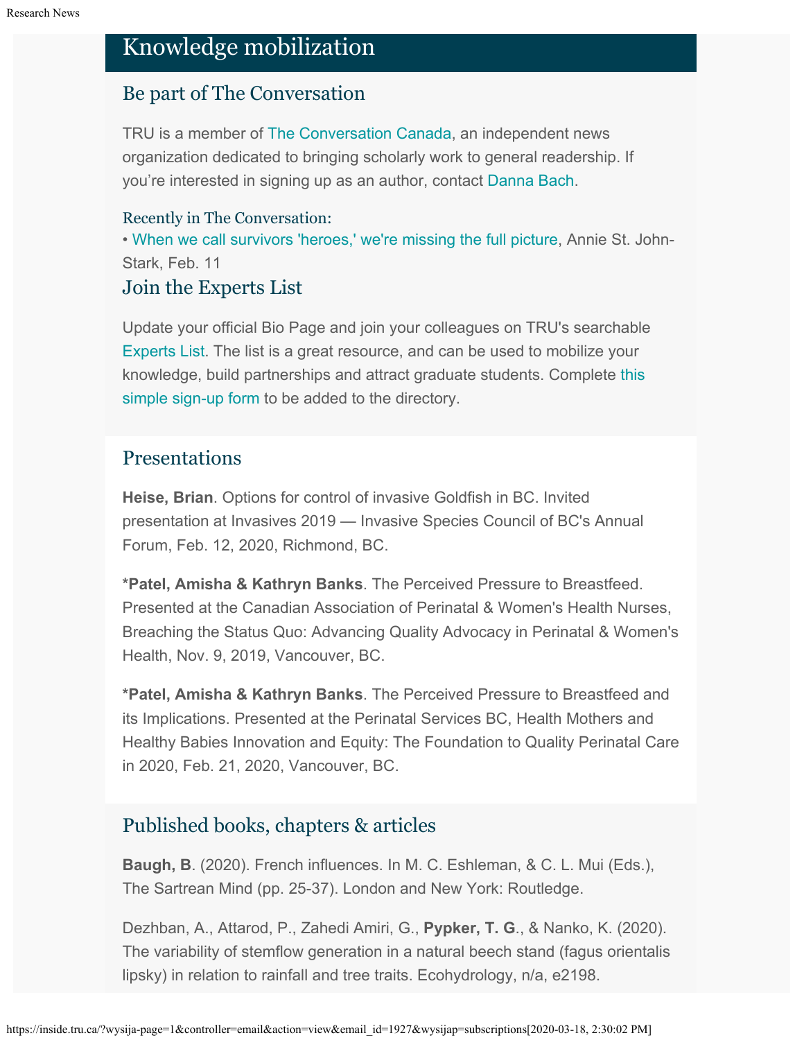## Knowledge mobilization

### Be part of The Conversation

TRU is a member of The Conversation Canada, an independent news organization dedicated to bringing scholarly work to general readership. If you're interested in signing up as an author, contact Danna Bach.

#### Recently in The Conversation:

• When we call survivors 'heroes,' we're missing the full picture, Annie St. John-Stark, Feb. 11

### Join the Experts List

Update your official Bio Page and join your colleagues on TRU's searchable Experts List. The list is a great resource, and can be used to mobilize your knowledge, build partnerships and attract graduate students. Complete this simple sign-up form to be added to the directory.

### Presentations

**Heise, Brian**. Options for control of invasive Goldfish in BC. Invited presentation at Invasives 2019 — Invasive Species Council of BC's Annual Forum, Feb. 12, 2020, Richmond, BC.

***Patel, Amisha & Kathryn Banks**. The Perceived Pressure to Breastfeed. Presented at the Canadian Association of Perinatal & Women's Health Nurses, Breaching the Status Quo: Advancing Quality Advocacy in Perinatal & Women's Health, Nov. 9, 2019, Vancouver, BC.

***Patel, Amisha & Kathryn Banks**. The Perceived Pressure to Breastfeed and its Implications. Presented at the Perinatal Services BC, Health Mothers and Healthy Babies Innovation and Equity: The Foundation to Quality Perinatal Care in 2020, Feb. 21, 2020, Vancouver, BC.

### Published books, chapters & articles

**Baugh, B**. (2020). French influences. In M. C. Eshleman, & C. L. Mui (Eds.), The Sartrean Mind (pp. 25-37). London and New York: Routledge.

Dezhban, A., Attarod, P., Zahedi Amiri, G., **Pypker, T. G**., & Nanko, K. (2020). The variability of stemflow generation in a natural beech stand (fagus orientalis lipsky) in relation to rainfall and tree traits. Ecohydrology, n/a, e2198.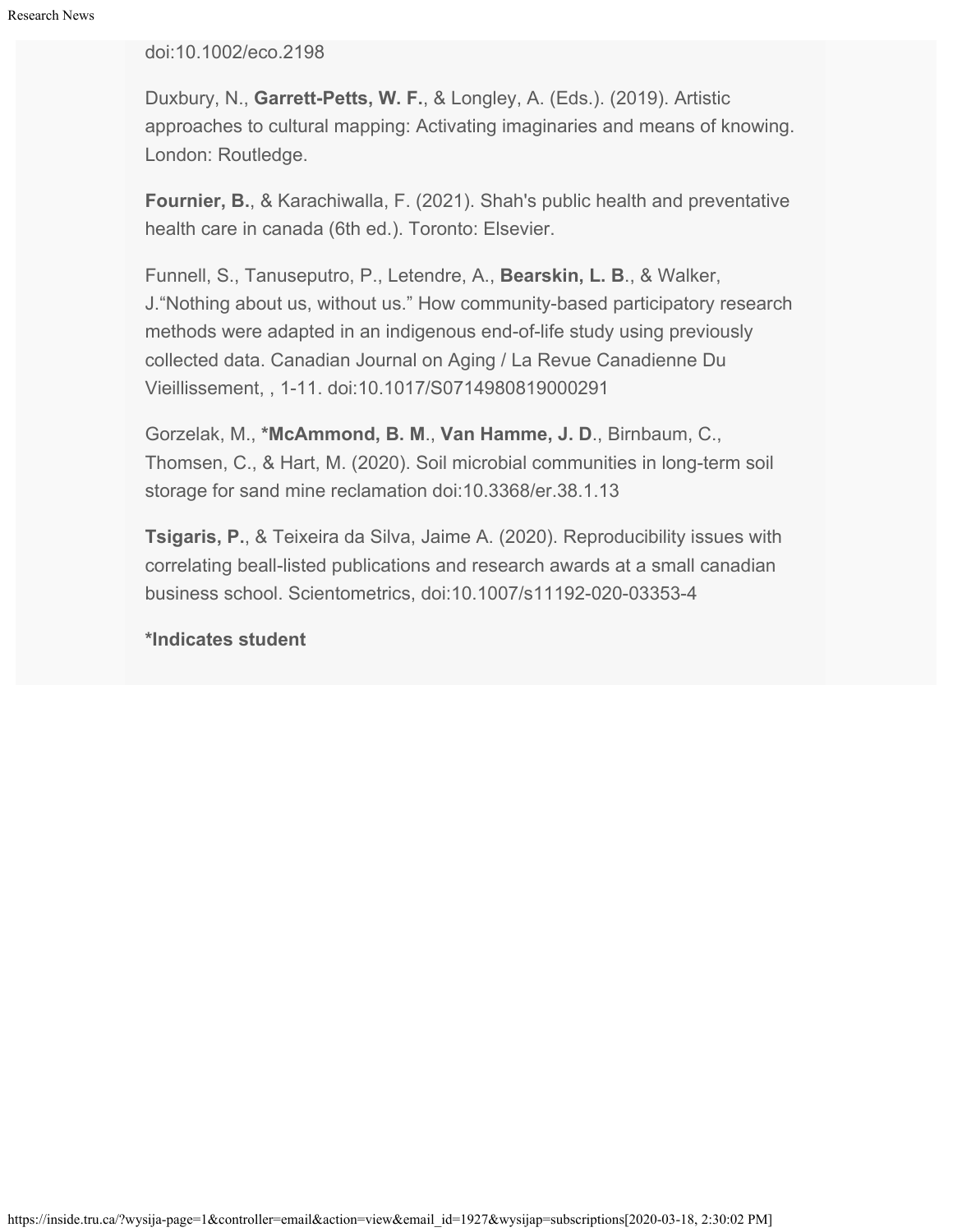doi:10.1002/eco.2198

Duxbury, N., **Garrett-Petts, W. F.**, & Longley, A. (Eds.). (2019). Artistic approaches to cultural mapping: Activating imaginaries and means of knowing. London: Routledge.

**Fournier, B.**, & Karachiwalla, F. (2021). Shah's public health and preventative health care in canada (6th ed.). Toronto: Elsevier.

Funnell, S., Tanuseputro, P., Letendre, A., **Bearskin, L. B**., & Walker, J."Nothing about us, without us." How community-based participatory research methods were adapted in an indigenous end-of-life study using previously collected data. Canadian Journal on Aging / La Revue Canadienne Du Vieillissement, , 1-11. doi:10.1017/S0714980819000291

Gorzelak, M., ***McAmmond, B. M**., **Van Hamme, J. D**., Birnbaum, C., Thomsen, C., & Hart, M. (2020). Soil microbial communities in long-term soil storage for sand mine reclamation doi:10.3368/er.38.1.13

**Tsigaris, P.**, & Teixeira da Silva, Jaime A. (2020). Reproducibility issues with correlating beall-listed publications and research awards at a small canadian business school. Scientometrics, doi:10.1007/s11192-020-03353-4

***Indicates student**